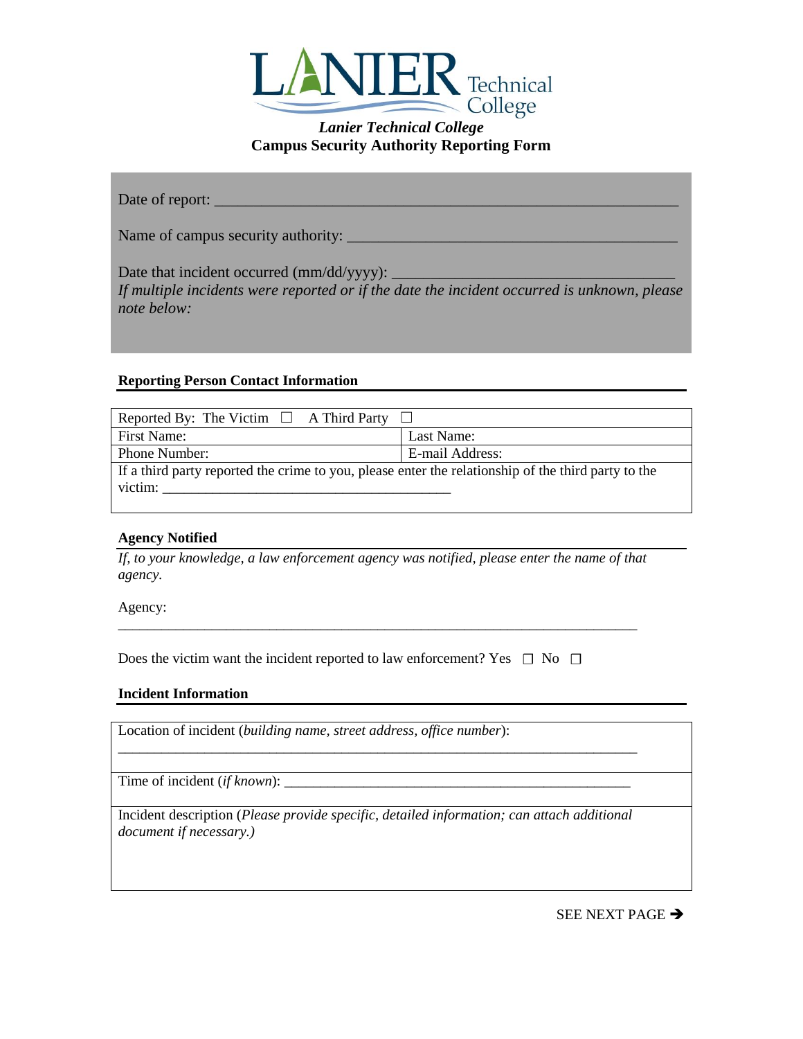Lanier Technical College

***Lanier Technical College***
**Campus Security Authority Reporting Form**

Date of report: ____________________________________________________________

Name of campus security authority: ______________________________________

Date that incident occurred (mm/dd/yyyy): ____________________________________
*If multiple incidents were reported or if the date the incident occurred is unknown, please note below:*

**Reporting Person Contact Information**

| Reported By: The Victim ☐ A Third Party ☐ | |
|---|---|
| First Name: | Last Name: |
| Phone Number: | E-mail Address: |
| If a third party reported the crime to you, please enter the relationship of the third party to the victim: ________________________________________ | |

**Agency Notified**

*If, to your knowledge, a law enforcement agency was notified, please enter the name of that agency.*

Agency:
___________________________________________________________________________

Does the victim want the incident reported to law enforcement? Yes ☐ No ☐

**Incident Information**

Location of incident (*building name, street address, office number*):
___________________________________________________________________________

Time of incident (*if known*): __________________________________________________

Incident description (*Please provide specific, detailed information; can attach additional document if necessary.)*

SEE NEXT PAGE ➔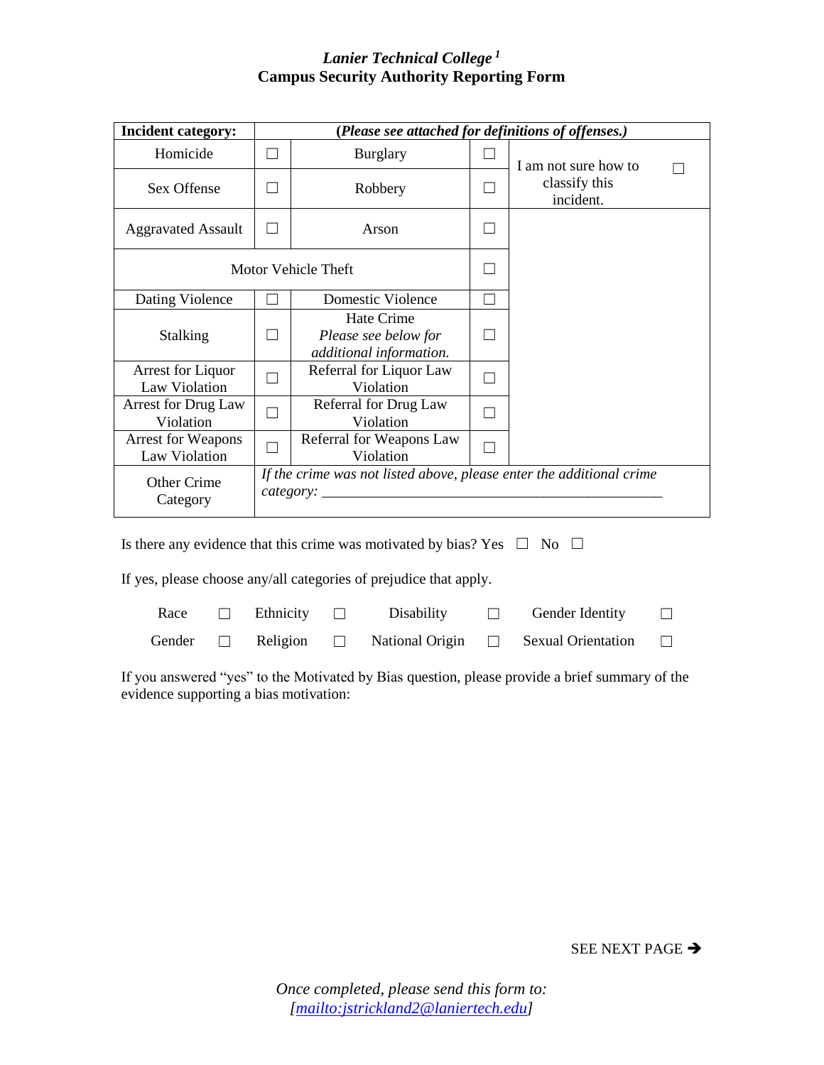### *Lanier Technical College* [1]
### Campus Security Authority Reporting Form

| **Incident category:** | ***(Please see attached for definitions of offenses.)*** | | | |
|---|---|---|---|---|
| Homicide | ☐ | Burglary | ☐ | I am not sure how to classify this incident. ☐ |
| Sex Offense | ☐ | Robbery | ☐ | |
| Aggravated Assault | ☐ | Arson | ☐ | |
| Motor Vehicle Theft | | | ☐ | |
| Dating Violence | ☐ | Domestic Violence | ☐ | |
| Stalking | ☐ | Hate Crime *Please see below for additional information.* | ☐ | |
| Arrest for Liquor Law Violation | ☐ | Referral for Liquor Law Violation | ☐ | |
| Arrest for Drug Law Violation | ☐ | Referral for Drug Law Violation | ☐ | |
| Arrest for Weapons Law Violation | ☐ | Referral for Weapons Law Violation | ☐ | |
| Other Crime Category | *If the crime was not listed above, please enter the additional crime category:* ______________________________________________ | | | |

Is there any evidence that this crime was motivated by bias? Yes ☐ No ☐

If yes, please choose any/all categories of prejudice that apply.

| | | | | | | | |
|---|---|---|---|---|---|---|---|
| Race | ☐ | Ethnicity | ☐ | Disability | ☐ | Gender Identity | ☐ |
| Gender | ☐ | Religion | ☐ | National Origin | ☐ | Sexual Orientation | ☐ |

If you answered "yes" to the Motivated by Bias question, please provide a brief summary of the evidence supporting a bias motivation:

SEE NEXT PAGE ➔

*Once completed, please send this form to:*
*[mailto:jstrickland2@laniertech.edu]*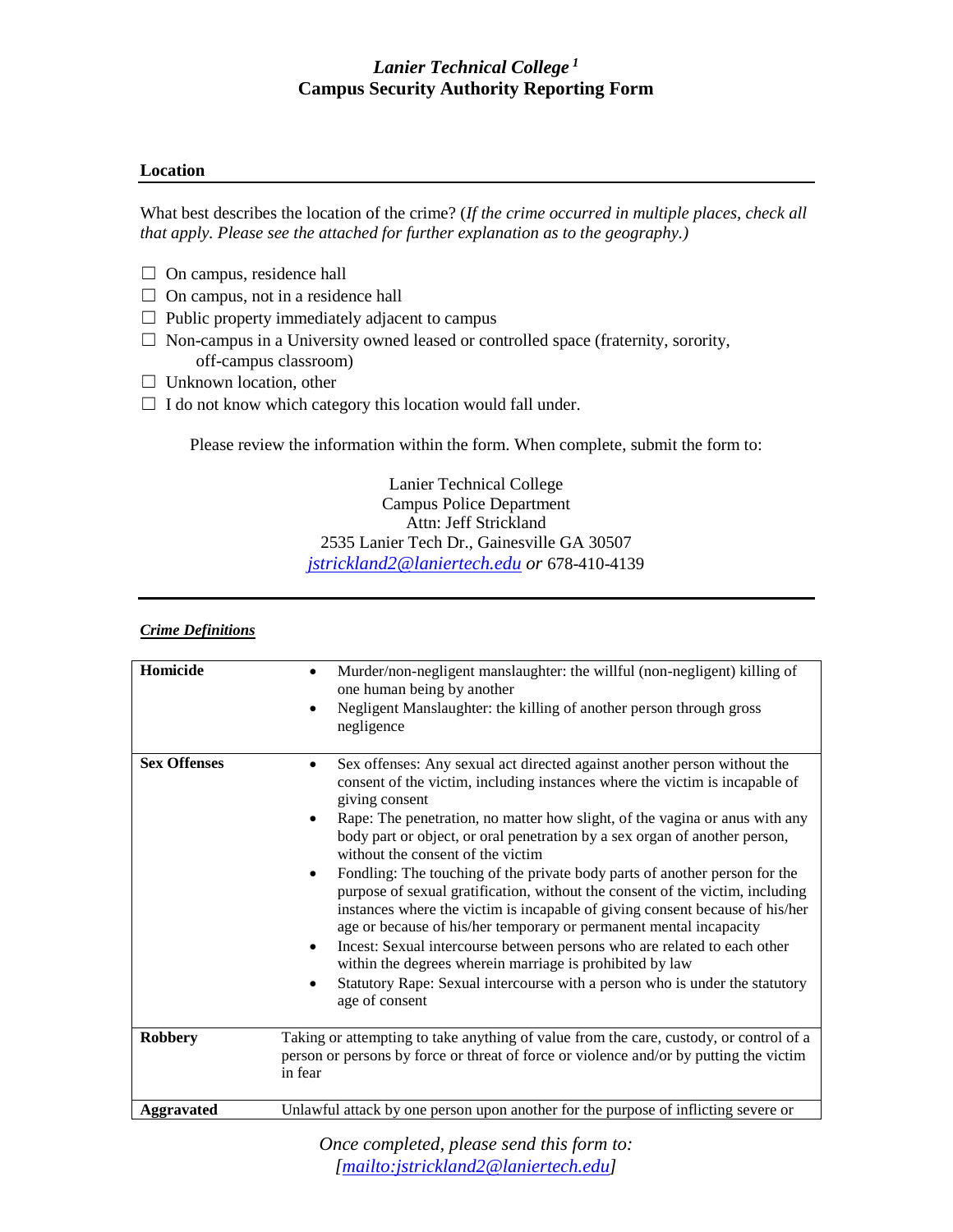*Lanier Technical College* [1]
**Campus Security Authority Reporting Form**

**Location**

What best describes the location of the crime? (*If the crime occurred in multiple places, check all that apply. Please see the attached for further explanation as to the geography.)*

☐ On campus, residence hall
☐ On campus, not in a residence hall
☐ Public property immediately adjacent to campus
☐ Non-campus in a University owned leased or controlled space (fraternity, sorority, off-campus classroom)
☐ Unknown location, other
☐ I do not know which category this location would fall under.

Please review the information within the form. When complete, submit the form to:

Lanier Technical College
Campus Police Department
Attn: Jeff Strickland
2535 Lanier Tech Dr., Gainesville GA 30507
[jstrickland2@laniertech.edu](mailto:jstrickland2@laniertech.edu) *or* 678-410-4139

---

***Crime Definitions***

| | |
|---|---|
| **Homicide** | • Murder/non-negligent manslaughter: the willful (non-negligent) killing of one human being by another<br>• Negligent Manslaughter: the killing of another person through gross negligence |
| **Sex Offenses** | • Sex offenses: Any sexual act directed against another person without the consent of the victim, including instances where the victim is incapable of giving consent<br>• Rape: The penetration, no matter how slight, of the vagina or anus with any body part or object, or oral penetration by a sex organ of another person, without the consent of the victim<br>• Fondling: The touching of the private body parts of another person for the purpose of sexual gratification, without the consent of the victim, including instances where the victim is incapable of giving consent because of his/her age or because of his/her temporary or permanent mental incapacity<br>• Incest: Sexual intercourse between persons who are related to each other within the degrees wherein marriage is prohibited by law<br>• Statutory Rape: Sexual intercourse with a person who is under the statutory age of consent |
| **Robbery** | Taking or attempting to take anything of value from the care, custody, or control of a person or persons by force or threat of force or violence and/or by putting the victim in fear |
| **Aggravated** | Unlawful attack by one person upon another for the purpose of inflicting severe or |

*Once completed, please send this form to:*
*[[mailto:jstrickland2@laniertech.edu](mailto:jstrickland2@laniertech.edu)]*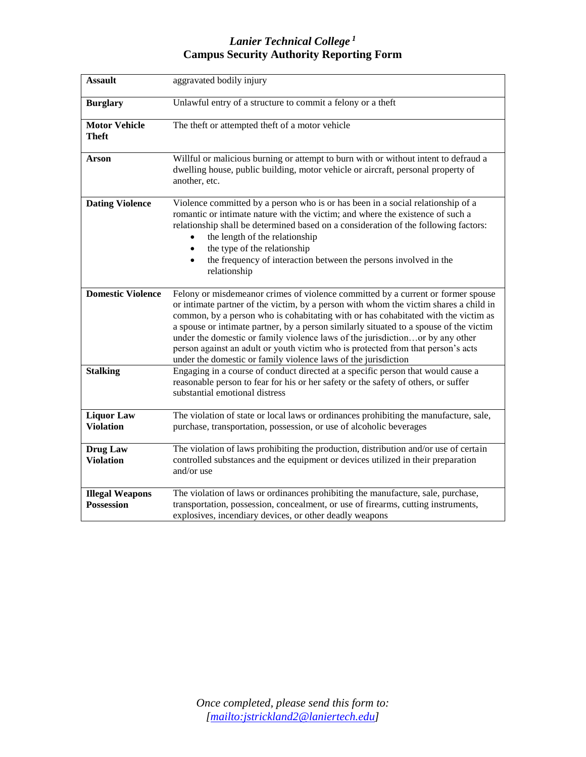*Lanier Technical College* [1]
**Campus Security Authority Reporting Form**

| | |
|---|---|
| **Assault** | aggravated bodily injury |
| **Burglary** | Unlawful entry of a structure to commit a felony or a theft |
| **Motor Vehicle Theft** | The theft or attempted theft of a motor vehicle |
| **Arson** | Willful or malicious burning or attempt to burn with or without intent to defraud a dwelling house, public building, motor vehicle or aircraft, personal property of another, etc. |
| **Dating Violence** | Violence committed by a person who is or has been in a social relationship of a romantic or intimate nature with the victim; and where the existence of such a relationship shall be determined based on a consideration of the following factors: • the length of the relationship • the type of the relationship • the frequency of interaction between the persons involved in the relationship |
| **Domestic Violence** | Felony or misdemeanor crimes of violence committed by a current or former spouse or intimate partner of the victim, by a person with whom the victim shares a child in common, by a person who is cohabitating with or has cohabitated with the victim as a spouse or intimate partner, by a person similarly situated to a spouse of the victim under the domestic or family violence laws of the jurisdiction…or by any other person against an adult or youth victim who is protected from that person's acts under the domestic or family violence laws of the jurisdiction |
| **Stalking** | Engaging in a course of conduct directed at a specific person that would cause a reasonable person to fear for his or her safety or the safety of others, or suffer substantial emotional distress |
| **Liquor Law Violation** | The violation of state or local laws or ordinances prohibiting the manufacture, sale, purchase, transportation, possession, or use of alcoholic beverages |
| **Drug Law Violation** | The violation of laws prohibiting the production, distribution and/or use of certain controlled substances and the equipment or devices utilized in their preparation and/or use |
| **Illegal Weapons Possession** | The violation of laws or ordinances prohibiting the manufacture, sale, purchase, transportation, possession, concealment, or use of firearms, cutting instruments, explosives, incendiary devices, or other deadly weapons |

*Once completed, please send this form to:*
*[mailto:jstrickland2@laniertech.edu]*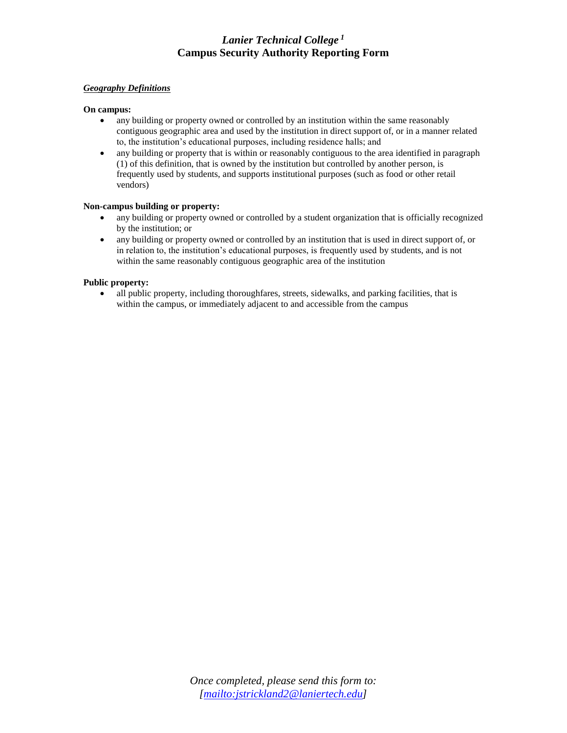# *Lanier Technical College* [1]
## Campus Security Authority Reporting Form

***Geography Definitions***

**On campus:**

- any building or property owned or controlled by an institution within the same reasonably contiguous geographic area and used by the institution in direct support of, or in a manner related to, the institution's educational purposes, including residence halls; and
- any building or property that is within or reasonably contiguous to the area identified in paragraph (1) of this definition, that is owned by the institution but controlled by another person, is frequently used by students, and supports institutional purposes (such as food or other retail vendors)

**Non-campus building or property:**

- any building or property owned or controlled by a student organization that is officially recognized by the institution; or
- any building or property owned or controlled by an institution that is used in direct support of, or in relation to, the institution's educational purposes, is frequently used by students, and is not within the same reasonably contiguous geographic area of the institution

**Public property:**

- all public property, including thoroughfares, streets, sidewalks, and parking facilities, that is within the campus, or immediately adjacent to and accessible from the campus

*Once completed, please send this form to:*
*[mailto:jstrickland2@laniertech.edu]*